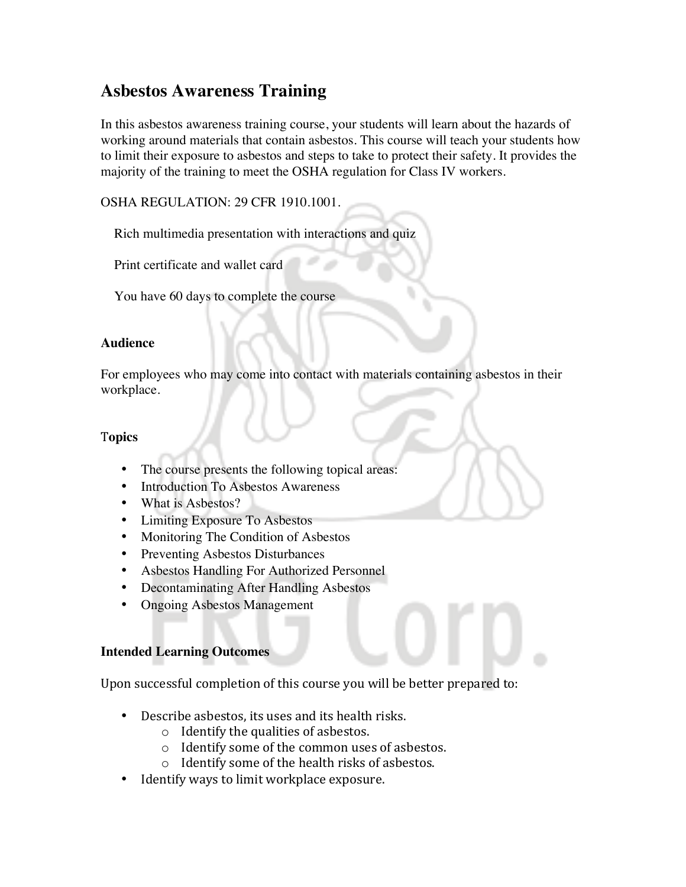# Asbestos Awareness Training

In this asbestos awareness training course, your students will learn about the hazards of working around materials that contain asbestos. This course will teach your students how to limit their exposure to asbestos and steps to take to protect their safety. It provides the majority of the training to meet the OSHA regulation for Class IV workers.

OSHA REGULATION: 29 CFR 1910.1001.

Rich multimedia presentation with interactions and quiz

Print certificate and wallet card

You have 60 days to complete the course

### Audience

For employees who may come into contact with materials containing asbestos in their workplace.

### Topics

- The course presents the following topical areas:
- Introduction To Asbestos Awareness
- What is Asbestos?
- Limiting Exposure To Asbestos
- Monitoring The Condition of Asbestos
- Preventing Asbestos Disturbances
- Asbestos Handling For Authorized Personnel
- Decontaminating After Handling Asbestos
- Ongoing Asbestos Management

### Intended Learning Outcomes

Upon successful completion of this course you will be better prepared to:

- Describe asbestos, its uses and its health risks.
  - Identify the qualities of asbestos.
  - Identify some of the common uses of asbestos.
  - Identify some of the health risks of asbestos.
- Identify ways to limit workplace exposure.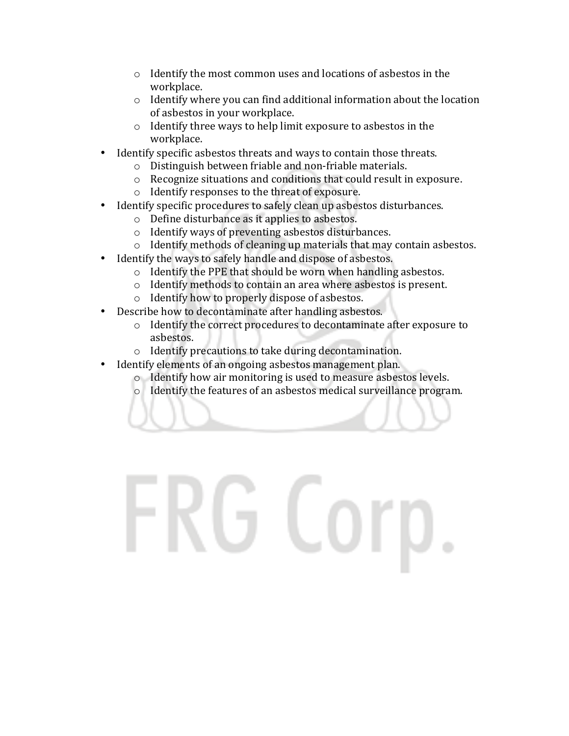- Identify the most common uses and locations of asbestos in the workplace.
  - Identify where you can find additional information about the location of asbestos in your workplace.
  - Identify three ways to help limit exposure to asbestos in the workplace.
- Identify specific asbestos threats and ways to contain those threats.
  - Distinguish between friable and non-friable materials.
  - Recognize situations and conditions that could result in exposure.
  - Identify responses to the threat of exposure.
- Identify specific procedures to safely clean up asbestos disturbances.
  - Define disturbance as it applies to asbestos.
  - Identify ways of preventing asbestos disturbances.
  - Identify methods of cleaning up materials that may contain asbestos.
- Identify the ways to safely handle and dispose of asbestos.
  - Identify the PPE that should be worn when handling asbestos.
  - Identify methods to contain an area where asbestos is present.
  - Identify how to properly dispose of asbestos.
- Describe how to decontaminate after handling asbestos.
  - Identify the correct procedures to decontaminate after exposure to asbestos.
  - Identify precautions to take during decontamination.
- Identify elements of an ongoing asbestos management plan.
  - Identify how air monitoring is used to measure asbestos levels.
  - Identify the features of an asbestos medical surveillance program.